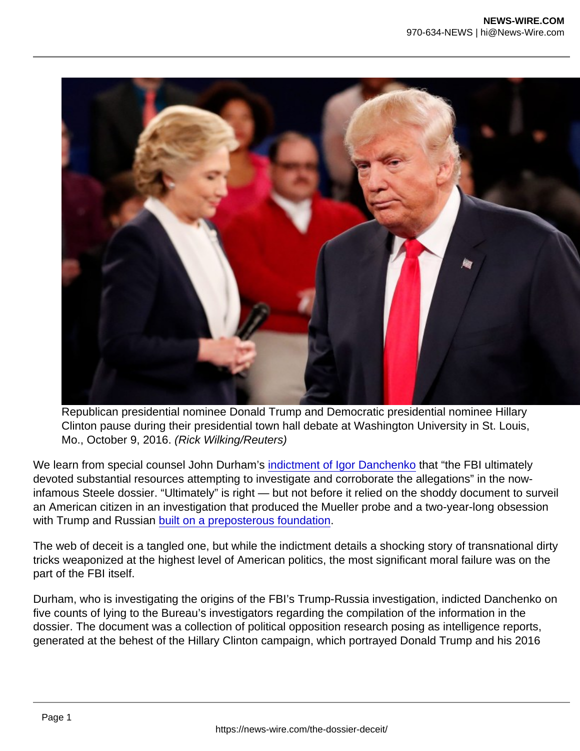Republican presidential nominee Donald Trump and Democratic presidential nominee Hillary Clinton pause during their presidential town hall debate at Washington University in St. Louis, Mo., October 9, 2016. *(Rick Wilking/Reuters)*

We learn from special counsel John Durham's indictment of Igor Danchenko that "the FBI ultimately devoted substantial resources attempting to investigate and corroborate the allegations" in the now-infamous Steele dossier. "Ultimately" is right — but not before it relied on the shoddy document to surveil an American citizen in an investigation that produced the Mueller probe and a two-year-long obsession with Trump and Russian built on a preposterous foundation.

The web of deceit is a tangled one, but while the indictment details a shocking story of transnational dirty tricks weaponized at the highest level of American politics, the most significant moral failure was on the part of the FBI itself.

Durham, who is investigating the origins of the FBI's Trump-Russia investigation, indicted Danchenko on five counts of lying to the Bureau's investigators regarding the compilation of the information in the dossier. The document was a collection of political opposition research posing as intelligence reports, generated at the behest of the Hillary Clinton campaign, which portrayed Donald Trump and his 2016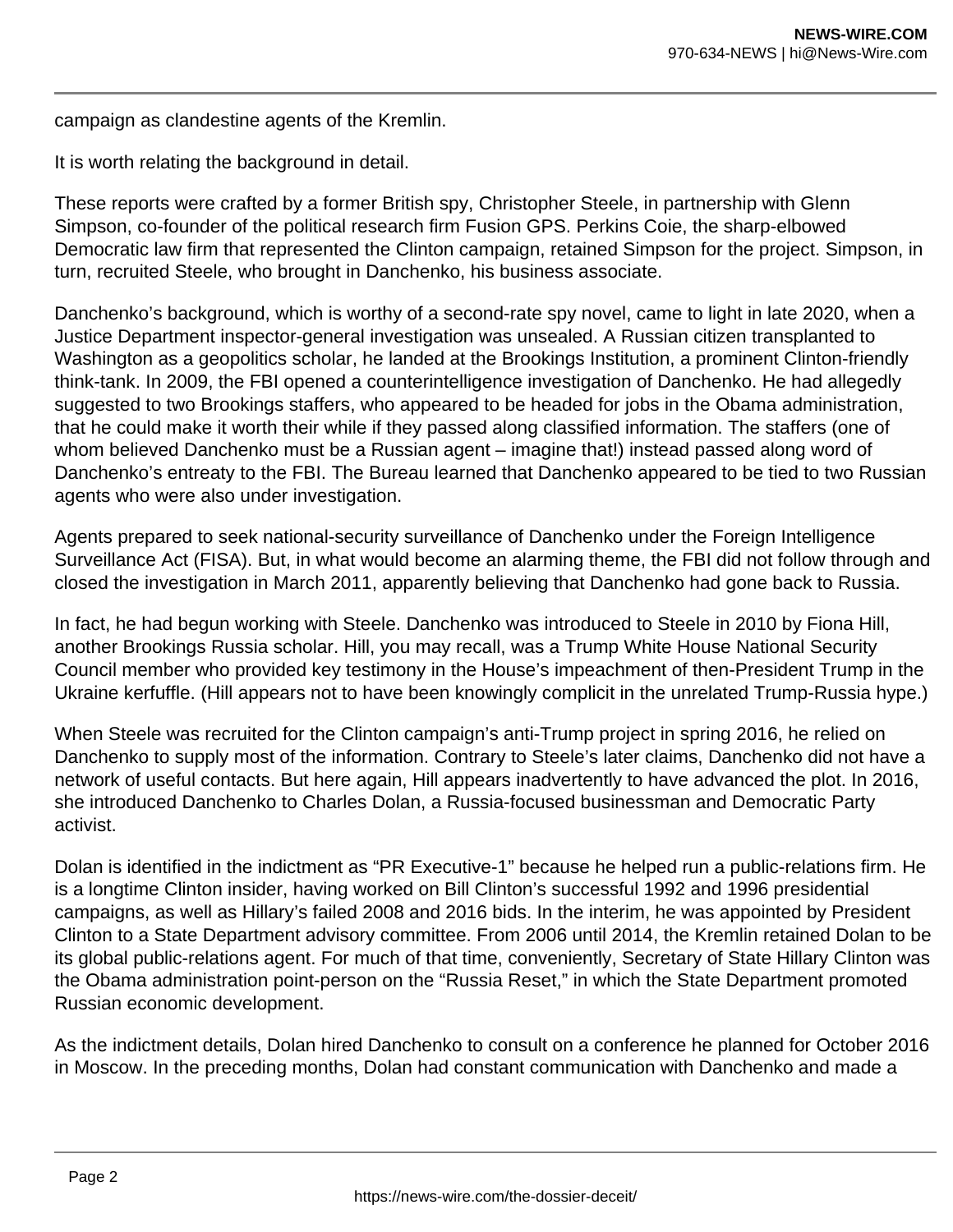campaign as clandestine agents of the Kremlin.

It is worth relating the background in detail.

These reports were crafted by a former British spy, Christopher Steele, in partnership with Glenn Simpson, co-founder of the political research firm Fusion GPS. Perkins Coie, the sharp-elbowed Democratic law firm that represented the Clinton campaign, retained Simpson for the project. Simpson, in turn, recruited Steele, who brought in Danchenko, his business associate.

Danchenko's background, which is worthy of a second-rate spy novel, came to light in late 2020, when a Justice Department inspector-general investigation was unsealed. A Russian citizen transplanted to Washington as a geopolitics scholar, he landed at the Brookings Institution, a prominent Clinton-friendly think-tank. In 2009, the FBI opened a counterintelligence investigation of Danchenko. He had allegedly suggested to two Brookings staffers, who appeared to be headed for jobs in the Obama administration, that he could make it worth their while if they passed along classified information. The staffers (one of whom believed Danchenko must be a Russian agent – imagine that!) instead passed along word of Danchenko's entreaty to the FBI. The Bureau learned that Danchenko appeared to be tied to two Russian agents who were also under investigation.

Agents prepared to seek national-security surveillance of Danchenko under the Foreign Intelligence Surveillance Act (FISA). But, in what would become an alarming theme, the FBI did not follow through and closed the investigation in March 2011, apparently believing that Danchenko had gone back to Russia.

In fact, he had begun working with Steele. Danchenko was introduced to Steele in 2010 by Fiona Hill, another Brookings Russia scholar. Hill, you may recall, was a Trump White House National Security Council member who provided key testimony in the House's impeachment of then-President Trump in the Ukraine kerfuffle. (Hill appears not to have been knowingly complicit in the unrelated Trump-Russia hype.)

When Steele was recruited for the Clinton campaign's anti-Trump project in spring 2016, he relied on Danchenko to supply most of the information. Contrary to Steele's later claims, Danchenko did not have a network of useful contacts. But here again, Hill appears inadvertently to have advanced the plot. In 2016, she introduced Danchenko to Charles Dolan, a Russia-focused businessman and Democratic Party activist.

Dolan is identified in the indictment as "PR Executive-1" because he helped run a public-relations firm. He is a longtime Clinton insider, having worked on Bill Clinton's successful 1992 and 1996 presidential campaigns, as well as Hillary's failed 2008 and 2016 bids. In the interim, he was appointed by President Clinton to a State Department advisory committee. From 2006 until 2014, the Kremlin retained Dolan to be its global public-relations agent. For much of that time, conveniently, Secretary of State Hillary Clinton was the Obama administration point-person on the "Russia Reset," in which the State Department promoted Russian economic development.

As the indictment details, Dolan hired Danchenko to consult on a conference he planned for October 2016 in Moscow. In the preceding months, Dolan had constant communication with Danchenko and made a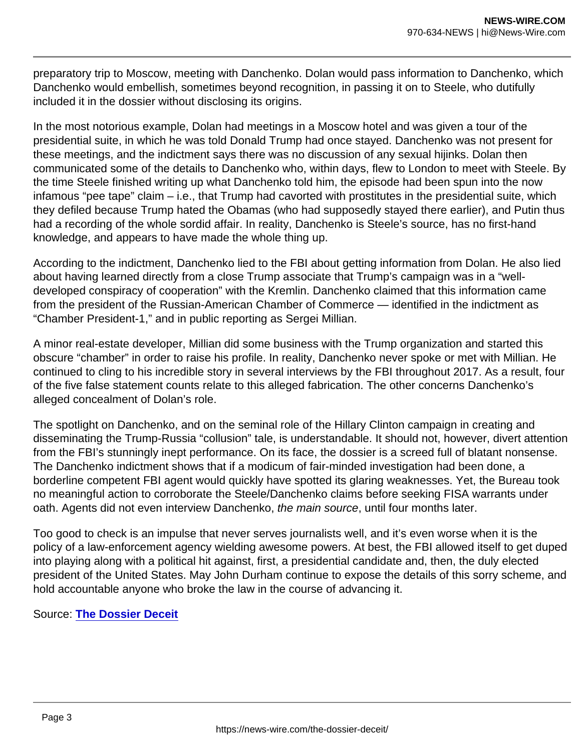preparatory trip to Moscow, meeting with Danchenko. Dolan would pass information to Danchenko, which Danchenko would embellish, sometimes beyond recognition, in passing it on to Steele, who dutifully included it in the dossier without disclosing its origins.

In the most notorious example, Dolan had meetings in a Moscow hotel and was given a tour of the presidential suite, in which he was told Donald Trump had once stayed. Danchenko was not present for these meetings, and the indictment says there was no discussion of any sexual hijinks. Dolan then communicated some of the details to Danchenko who, within days, flew to London to meet with Steele. By the time Steele finished writing up what Danchenko told him, the episode had been spun into the now infamous "pee tape" claim – i.e., that Trump had cavorted with prostitutes in the presidential suite, which they defiled because Trump hated the Obamas (who had supposedly stayed there earlier), and Putin thus had a recording of the whole sordid affair. In reality, Danchenko is Steele's source, has no first-hand knowledge, and appears to have made the whole thing up.

According to the indictment, Danchenko lied to the FBI about getting information from Dolan. He also lied about having learned directly from a close Trump associate that Trump's campaign was in a "well-developed conspiracy of cooperation" with the Kremlin. Danchenko claimed that this information came from the president of the Russian-American Chamber of Commerce — identified in the indictment as "Chamber President-1," and in public reporting as Sergei Millian.

A minor real-estate developer, Millian did some business with the Trump organization and started this obscure "chamber" in order to raise his profile. In reality, Danchenko never spoke or met with Millian. He continued to cling to his incredible story in several interviews by the FBI throughout 2017. As a result, four of the five false statement counts relate to this alleged fabrication. The other concerns Danchenko's alleged concealment of Dolan's role.

The spotlight on Danchenko, and on the seminal role of the Hillary Clinton campaign in creating and disseminating the Trump-Russia "collusion" tale, is understandable. It should not, however, divert attention from the FBI's stunningly inept performance. On its face, the dossier is a screed full of blatant nonsense. The Danchenko indictment shows that if a modicum of fair-minded investigation had been done, a borderline competent FBI agent would quickly have spotted its glaring weaknesses. Yet, the Bureau took no meaningful action to corroborate the Steele/Danchenko claims before seeking FISA warrants under oath. Agents did not even interview Danchenko, *the main source*, until four months later.

Too good to check is an impulse that never serves journalists well, and it's even worse when it is the policy of a law-enforcement agency wielding awesome powers. At best, the FBI allowed itself to get duped into playing along with a political hit against, first, a presidential candidate and, then, the duly elected president of the United States. May John Durham continue to expose the details of this sorry scheme, and hold accountable anyone who broke the law in the course of advancing it.

Source: [The Dossier Deceit](https://news-wire.com/the-dossier-deceit/)